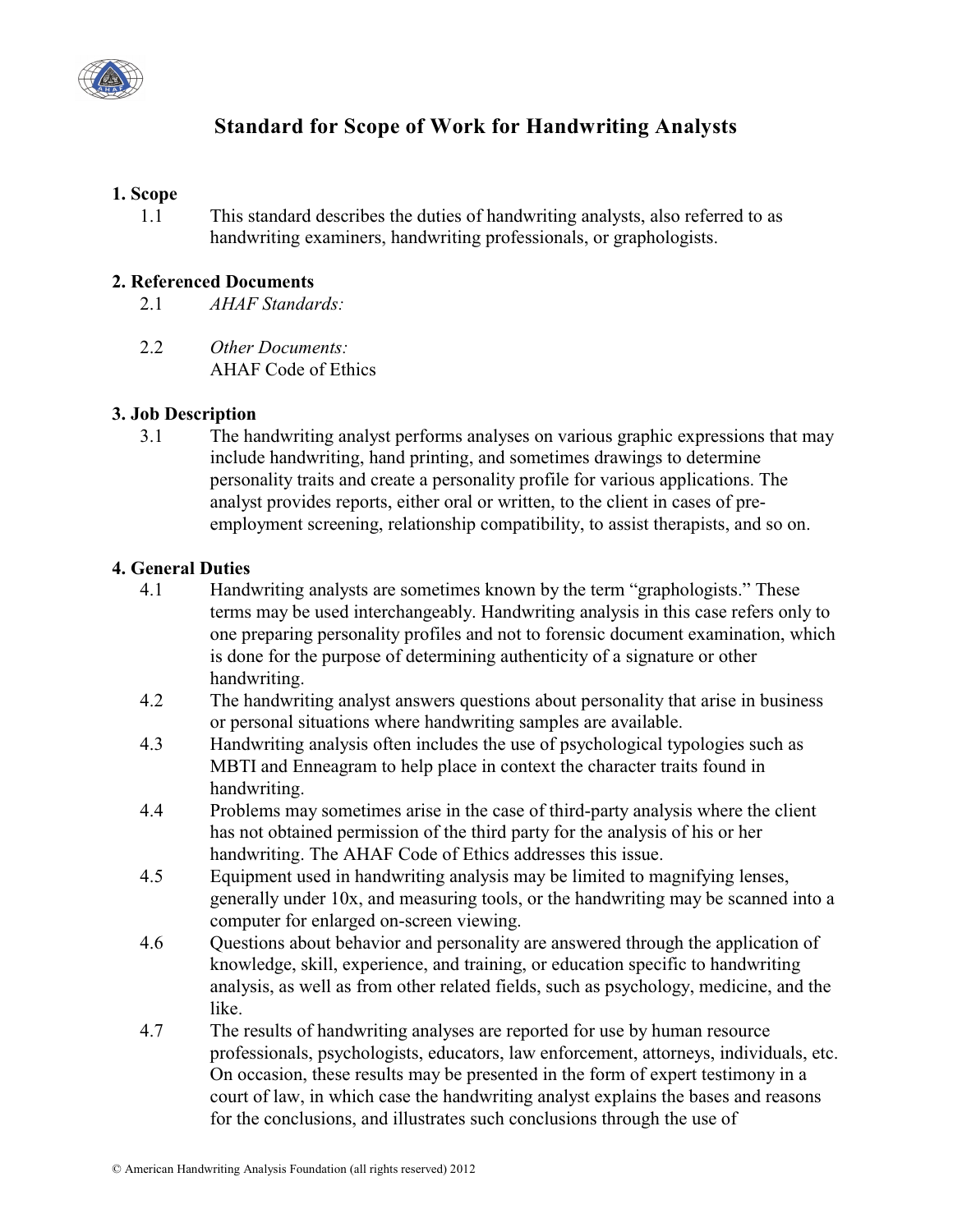# Standard for Scope of Work for Handwriting Analysts

## 1. Scope

1.1 This standard describes the duties of handwriting analysts, also referred to as handwriting examiners, handwriting professionals, or graphologists.

## 2. Referenced Documents

2.1 *AHAF Standards:*

2.2 *Other Documents:*
AHAF Code of Ethics

## 3. Job Description

3.1 The handwriting analyst performs analyses on various graphic expressions that may include handwriting, hand printing, and sometimes drawings to determine personality traits and create a personality profile for various applications. The analyst provides reports, either oral or written, to the client in cases of pre-employment screening, relationship compatibility, to assist therapists, and so on.

## 4. General Duties

4.1 Handwriting analysts are sometimes known by the term "graphologists." These terms may be used interchangeably. Handwriting analysis in this case refers only to one preparing personality profiles and not to forensic document examination, which is done for the purpose of determining authenticity of a signature or other handwriting.

4.2 The handwriting analyst answers questions about personality that arise in business or personal situations where handwriting samples are available.

4.3 Handwriting analysis often includes the use of psychological typologies such as MBTI and Enneagram to help place in context the character traits found in handwriting.

4.4 Problems may sometimes arise in the case of third-party analysis where the client has not obtained permission of the third party for the analysis of his or her handwriting. The AHAF Code of Ethics addresses this issue.

4.5 Equipment used in handwriting analysis may be limited to magnifying lenses, generally under 10x, and measuring tools, or the handwriting may be scanned into a computer for enlarged on-screen viewing.

4.6 Questions about behavior and personality are answered through the application of knowledge, skill, experience, and training, or education specific to handwriting analysis, as well as from other related fields, such as psychology, medicine, and the like.

4.7 The results of handwriting analyses are reported for use by human resource professionals, psychologists, educators, law enforcement, attorneys, individuals, etc. On occasion, these results may be presented in the form of expert testimony in a court of law, in which case the handwriting analyst explains the bases and reasons for the conclusions, and illustrates such conclusions through the use of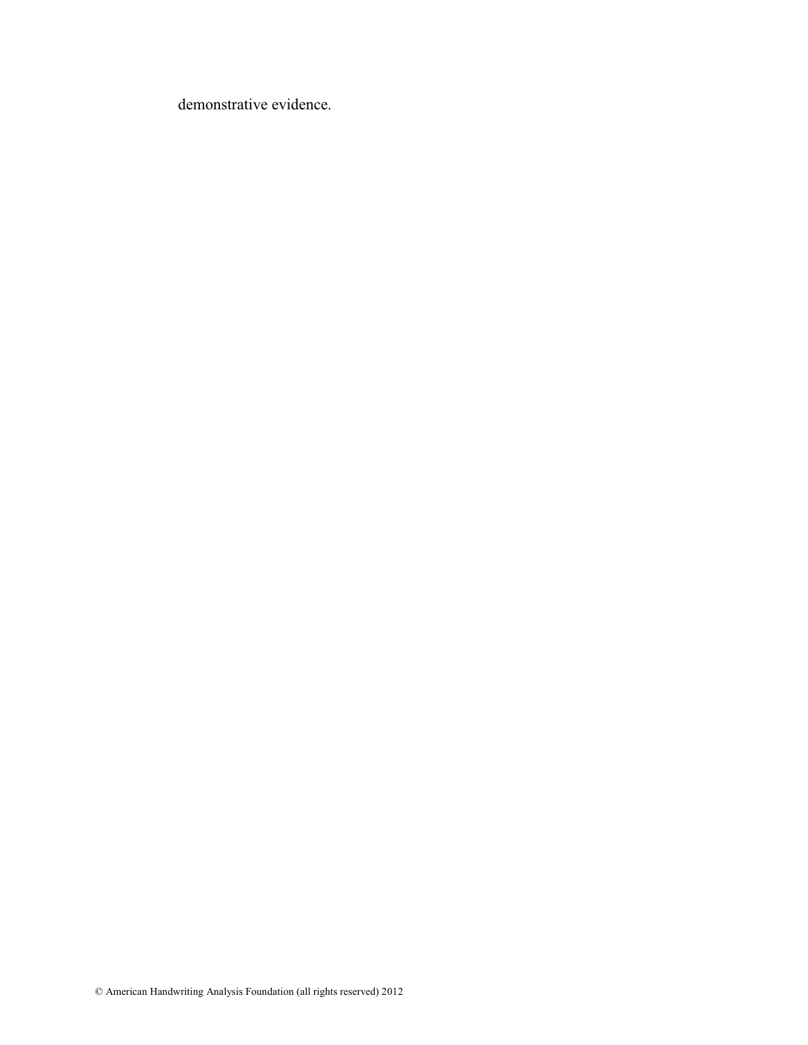demonstrative evidence.